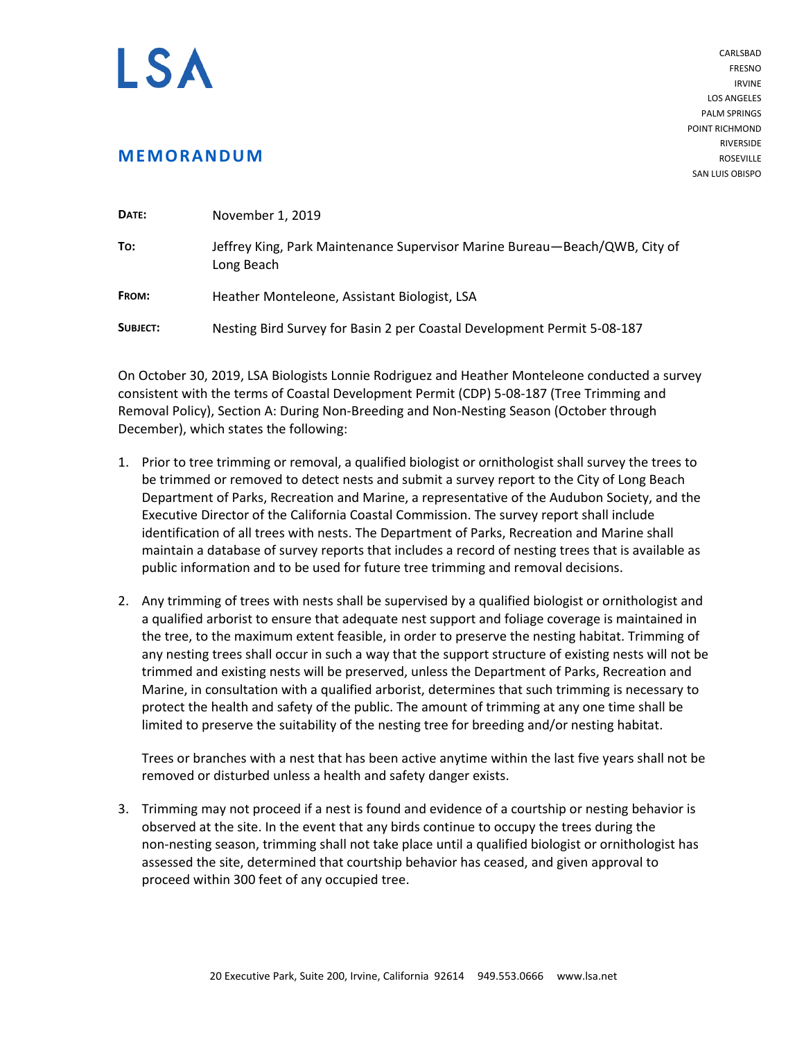# LSA

CARLSBAD
FRESNO
IRVINE
LOS ANGELES
PALM SPRINGS
POINT RICHMOND
RIVERSIDE
ROSEVILLE
SAN LUIS OBISPO

## MEMORANDUM

| | |
|---|---|
| **DATE:** | November 1, 2019 |
| **TO:** | Jeffrey King, Park Maintenance Supervisor Marine Bureau—Beach/QWB, City of Long Beach |
| **FROM:** | Heather Monteleone, Assistant Biologist, LSA |
| **SUBJECT:** | Nesting Bird Survey for Basin 2 per Coastal Development Permit 5-08-187 |

On October 30, 2019, LSA Biologists Lonnie Rodriguez and Heather Monteleone conducted a survey consistent with the terms of Coastal Development Permit (CDP) 5-08-187 (Tree Trimming and Removal Policy), Section A: During Non-Breeding and Non-Nesting Season (October through December), which states the following:

1. Prior to tree trimming or removal, a qualified biologist or ornithologist shall survey the trees to be trimmed or removed to detect nests and submit a survey report to the City of Long Beach Department of Parks, Recreation and Marine, a representative of the Audubon Society, and the Executive Director of the California Coastal Commission. The survey report shall include identification of all trees with nests. The Department of Parks, Recreation and Marine shall maintain a database of survey reports that includes a record of nesting trees that is available as public information and to be used for future tree trimming and removal decisions.

2. Any trimming of trees with nests shall be supervised by a qualified biologist or ornithologist and a qualified arborist to ensure that adequate nest support and foliage coverage is maintained in the tree, to the maximum extent feasible, in order to preserve the nesting habitat. Trimming of any nesting trees shall occur in such a way that the support structure of existing nests will not be trimmed and existing nests will be preserved, unless the Department of Parks, Recreation and Marine, in consultation with a qualified arborist, determines that such trimming is necessary to protect the health and safety of the public. The amount of trimming at any one time shall be limited to preserve the suitability of the nesting tree for breeding and/or nesting habitat.

   Trees or branches with a nest that has been active anytime within the last five years shall not be removed or disturbed unless a health and safety danger exists.

3. Trimming may not proceed if a nest is found and evidence of a courtship or nesting behavior is observed at the site. In the event that any birds continue to occupy the trees during the non-nesting season, trimming shall not take place until a qualified biologist or ornithologist has assessed the site, determined that courtship behavior has ceased, and given approval to proceed within 300 feet of any occupied tree.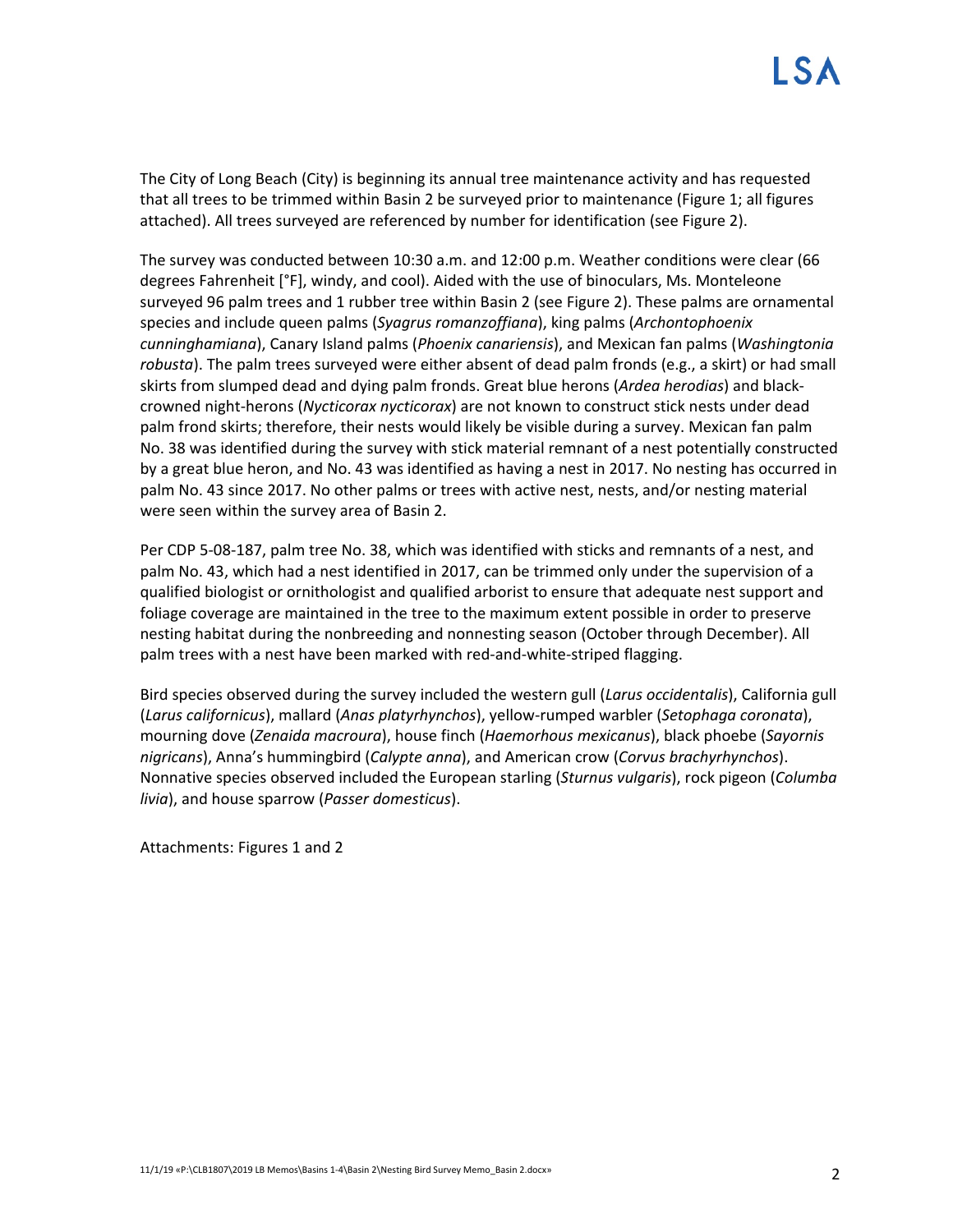The City of Long Beach (City) is beginning its annual tree maintenance activity and has requested that all trees to be trimmed within Basin 2 be surveyed prior to maintenance (Figure 1; all figures attached). All trees surveyed are referenced by number for identification (see Figure 2).

The survey was conducted between 10:30 a.m. and 12:00 p.m. Weather conditions were clear (66 degrees Fahrenheit [°F], windy, and cool). Aided with the use of binoculars, Ms. Monteleone surveyed 96 palm trees and 1 rubber tree within Basin 2 (see Figure 2). These palms are ornamental species and include queen palms (*Syagrus romanzoffiana*), king palms (*Archontophoenix cunninghamiana*), Canary Island palms (*Phoenix canariensis*), and Mexican fan palms (*Washingtonia robusta*). The palm trees surveyed were either absent of dead palm fronds (e.g., a skirt) or had small skirts from slumped dead and dying palm fronds. Great blue herons (*Ardea herodias*) and black-crowned night-herons (*Nycticorax nycticorax*) are not known to construct stick nests under dead palm frond skirts; therefore, their nests would likely be visible during a survey. Mexican fan palm No. 38 was identified during the survey with stick material remnant of a nest potentially constructed by a great blue heron, and No. 43 was identified as having a nest in 2017. No nesting has occurred in palm No. 43 since 2017. No other palms or trees with active nest, nests, and/or nesting material were seen within the survey area of Basin 2.

Per CDP 5-08-187, palm tree No. 38, which was identified with sticks and remnants of a nest, and palm No. 43, which had a nest identified in 2017, can be trimmed only under the supervision of a qualified biologist or ornithologist and qualified arborist to ensure that adequate nest support and foliage coverage are maintained in the tree to the maximum extent possible in order to preserve nesting habitat during the nonbreeding and nonnesting season (October through December). All palm trees with a nest have been marked with red-and-white-striped flagging.

Bird species observed during the survey included the western gull (*Larus occidentalis*), California gull (*Larus californicus*), mallard (*Anas platyrhynchos*), yellow-rumped warbler (*Setophaga coronata*), mourning dove (*Zenaida macroura*), house finch (*Haemorhous mexicanus*), black phoebe (*Sayornis nigricans*), Anna's hummingbird (*Calypte anna*), and American crow (*Corvus brachyrhynchos*). Nonnative species observed included the European starling (*Sturnus vulgaris*), rock pigeon (*Columba livia*), and house sparrow (*Passer domesticus*).

Attachments: Figures 1 and 2